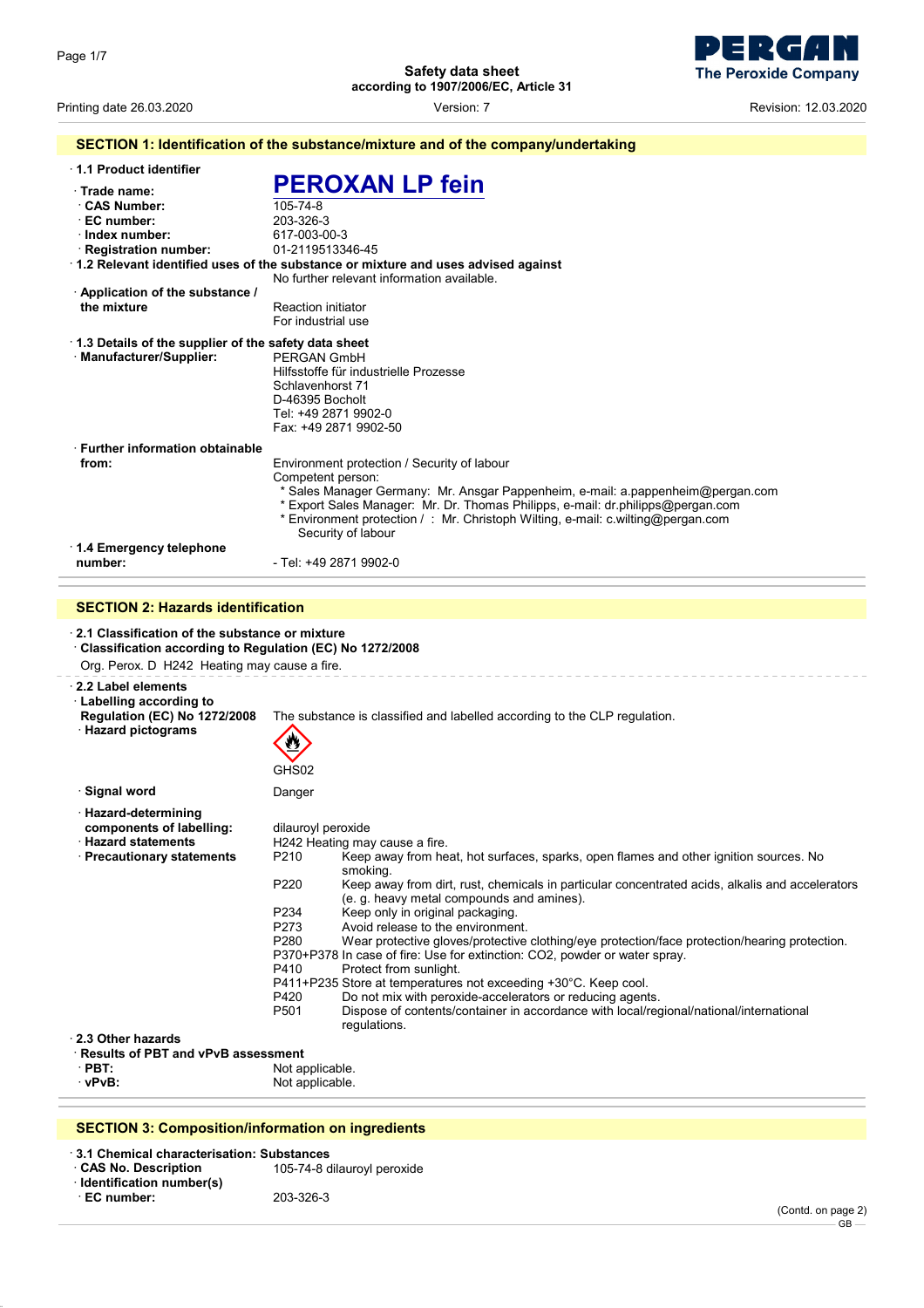**Safety data sheet**
**according to 1907/2006/EC, Article 31**

Printing date 26.03.2020 — Version: 7 — Revision: 12.03.2020

## SECTION 1: Identification of the substance/mixture and of the company/undertaking

· **1.1 Product identifier**

· **Trade name:** **PEROXAN LP fein**

· **CAS Number:** 105-74-8

· **EC number:** 203-326-3

· **Index number:** 617-003-00-3

· **Registration number:** 01-2119513346-45

· **1.2 Relevant identified uses of the substance or mixture and uses advised against**
No further relevant information available.

· **Application of the substance / the mixture**
Reaction initiator
For industrial use

· **1.3 Details of the supplier of the safety data sheet**

· **Manufacturer/Supplier:**
PERGAN GmbH
Hilfsstoffe für industrielle Prozesse
Schlavenhorst 71
D-46395 Bocholt
Tel: +49 2871 9902-0
Fax: +49 2871 9902-50

· **Further information obtainable from:**
Environment protection / Security of labour
Competent person:
* Sales Manager Germany: Mr. Ansgar Pappenheim, e-mail: a.pappenheim@pergan.com
* Export Sales Manager: Mr. Dr. Thomas Philipps, e-mail: dr.philipps@pergan.com
* Environment protection / : Mr. Christoph Wilting, e-mail: c.wilting@pergan.com
Security of labour

· **1.4 Emergency telephone number:**
- Tel: +49 2871 9902-0

## SECTION 2: Hazards identification

· **2.1 Classification of the substance or mixture**

· **Classification according to Regulation (EC) No 1272/2008**

Org. Perox. D H242 Heating may cause a fire.

· **2.2 Label elements**

· **Labelling according to Regulation (EC) No 1272/2008** The substance is classified and labelled according to the CLP regulation.

· **Hazard pictograms**

GHS02

· **Signal word** Danger

· **Hazard-determining components of labelling:**
dilauroyl peroxide

· **Hazard statements**
H242 Heating may cause a fire.

· **Precautionary statements**

| | |
|---|---|
| P210 | Keep away from heat, hot surfaces, sparks, open flames and other ignition sources. No smoking. |
| P220 | Keep away from dirt, rust, chemicals in particular concentrated acids, alkalis and accelerators (e. g. heavy metal compounds and amines). |
| P234 | Keep only in original packaging. |
| P273 | Avoid release to the environment. |
| P280 | Wear protective gloves/protective clothing/eye protection/face protection/hearing protection. |
| P370+P378 | In case of fire: Use for extinction: CO2, powder or water spray. |
| P410 | Protect from sunlight. |
| P411+P235 | Store at temperatures not exceeding +30°C. Keep cool. |
| P420 | Do not mix with peroxide-accelerators or reducing agents. |
| P501 | Dispose of contents/container in accordance with local/regional/national/international regulations. |

· **2.3 Other hazards**

· **Results of PBT and vPvB assessment**

· **PBT:** Not applicable.

· **vPvB:** Not applicable.

## SECTION 3: Composition/information on ingredients

· **3.1 Chemical characterisation: Substances**

· **CAS No. Description** 105-74-8 dilauroyl peroxide

· **Identification number(s)**

· **EC number:** 203-326-3

(Contd. on page 2)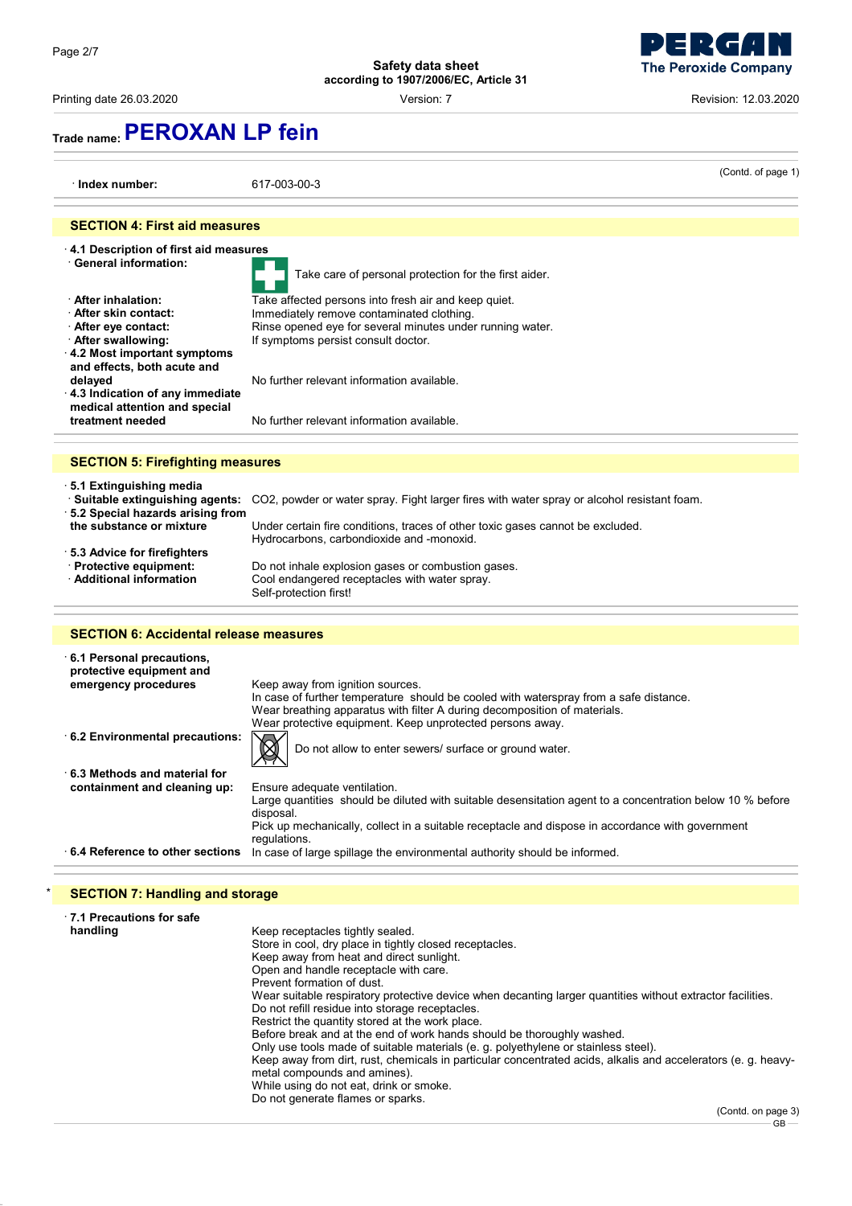## Trade name: PEROXAN LP fein

(Contd. of page 1)

· **Index number:** 617-003-00-3

## SECTION 4: First aid measures

· **4.1 Description of first aid measures**

· **General information:** Take care of personal protection for the first aider.

· **After inhalation:** Take affected persons into fresh air and keep quiet.

· **After skin contact:** Immediately remove contaminated clothing.

· **After eye contact:** Rinse opened eye for several minutes under running water.

· **After swallowing:** If symptoms persist consult doctor.

· **4.2 Most important symptoms and effects, both acute and delayed** No further relevant information available.

· **4.3 Indication of any immediate medical attention and special treatment needed** No further relevant information available.

## SECTION 5: Firefighting measures

· **5.1 Extinguishing media**

· **Suitable extinguishing agents:** $CO_2$, powder or water spray. Fight larger fires with water spray or alcohol resistant foam.

· **5.2 Special hazards arising from the substance or mixture** Under certain fire conditions, traces of other toxic gases cannot be excluded. Hydrocarbons, carbondioxide and -monoxid.

· **5.3 Advice for firefighters**

· **Protective equipment:** Do not inhale explosion gases or combustion gases.

· **Additional information** Cool endangered receptacles with water spray. Self-protection first!

## SECTION 6: Accidental release measures

· **6.1 Personal precautions, protective equipment and emergency procedures**
Keep away from ignition sources.
In case of further temperature should be cooled with waterspray from a safe distance.
Wear breathing apparatus with filter A during decomposition of materials.
Wear protective equipment. Keep unprotected persons away.

· **6.2 Environmental precautions:** Do not allow to enter sewers/ surface or ground water.

· **6.3 Methods and material for containment and cleaning up:**
Ensure adequate ventilation.
Large quantities should be diluted with suitable desensitation agent to a concentration below 10 % before disposal.
Pick up mechanically, collect in a suitable receptacle and dispose in accordance with government regulations.

· **6.4 Reference to other sections** In case of large spillage the environmental authority should be informed.

## * SECTION 7: Handling and storage

· **7.1 Precautions for safe handling**
Keep receptacles tightly sealed.
Store in cool, dry place in tightly closed receptacles.
Keep away from heat and direct sunlight.
Open and handle receptacle with care.
Prevent formation of dust.
Wear suitable respiratory protective device when decanting larger quantities without extractor facilities.
Do not refill residue into storage receptacles.
Restrict the quantity stored at the work place.
Before break and at the end of work hands should be thoroughly washed.
Only use tools made of suitable materials (e. g. polyethylene or stainless steel).
Keep away from dirt, rust, chemicals in particular concentrated acids, alkalis and accelerators (e. g. heavy-metal compounds and amines).
While using do not eat, drink or smoke.
Do not generate flames or sparks.

(Contd. on page 3)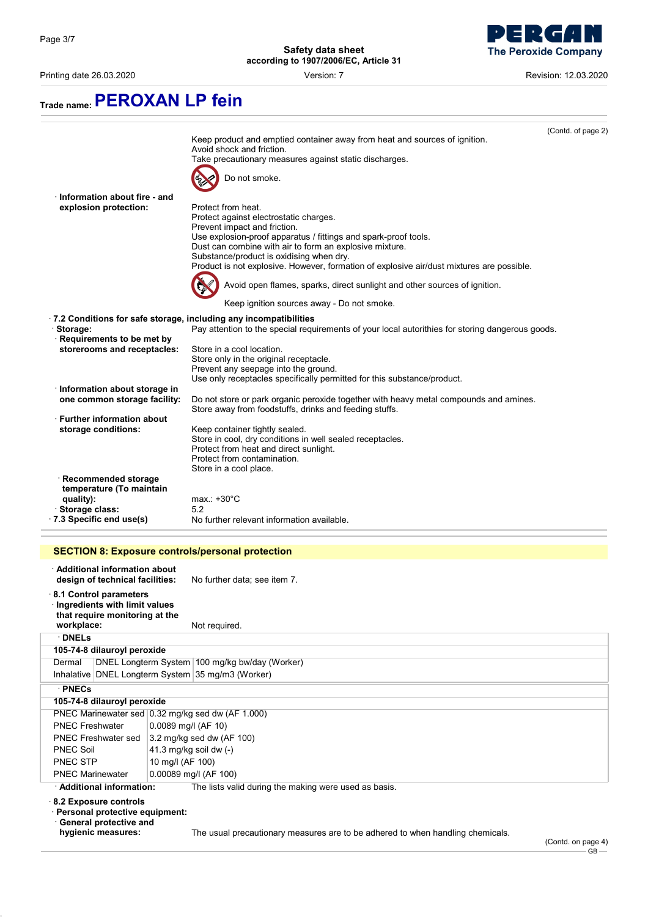**Trade name: PEROXAN LP fein**

(Contd. of page 2)

Keep product and emptied container away from heat and sources of ignition.
Avoid shock and friction.
Take precautionary measures against static discharges.

Do not smoke.

· **Information about fire - and explosion protection:**
Protect from heat.
Protect against electrostatic charges.
Prevent impact and friction.
Use explosion-proof apparatus / fittings and spark-proof tools.
Dust can combine with air to form an explosive mixture.
Substance/product is oxidising when dry.
Product is not explosive. However, formation of explosive air/dust mixtures are possible.

Avoid open flames, sparks, direct sunlight and other sources of ignition.

Keep ignition sources away - Do not smoke.

· **7.2 Conditions for safe storage, including any incompatibilities**

· **Storage:** Pay attention to the special requirements of your local autorithies for storing dangerous goods.

· **Requirements to be met by storerooms and receptacles:**
Store in a cool location.
Store only in the original receptacle.
Prevent any seepage into the ground.
Use only receptacles specifically permitted for this substance/product.

· **Information about storage in one common storage facility:**
Do not store or park organic peroxide together with heavy metal compounds and amines.
Store away from foodstuffs, drinks and feeding stuffs.

· **Further information about storage conditions:**
Keep container tightly sealed.
Store in cool, dry conditions in well sealed receptacles.
Protect from heat and direct sunlight.
Protect from contamination.
Store in a cool place.

· **Recommended storage temperature (To maintain quality):** max.: +30°C

· **Storage class:** 5.2

· **7.3 Specific end use(s)** No further relevant information available.

## SECTION 8: Exposure controls/personal protection

· **Additional information about design of technical facilities:** No further data; see item 7.

· **8.1 Control parameters**

· **Ingredients with limit values that require monitoring at the workplace:** Not required.

· **DNELs**

| 105-74-8 dilauroyl peroxide | | |
|---|---|---|
| Dermal | DNEL Longterm System | 100 mg/kg bw/day (Worker) |
| Inhalative | DNEL Longterm System | 35 mg/m3 (Worker) |

· **PNECs**

| 105-74-8 dilauroyl peroxide | |
|---|---|
| PNEC Marinewater sed | 0.32 mg/kg sed dw (AF 1.000) |
| PNEC Freshwater | 0.0089 mg/l (AF 10) |
| PNEC Freshwater sed | 3.2 mg/kg sed dw (AF 100) |
| PNEC Soil | 41.3 mg/kg soil dw (-) |
| PNEC STP | 10 mg/l (AF 100) |
| PNEC Marinewater | 0.00089 mg/l (AF 100) |

· **Additional information:** The lists valid during the making were used as basis.

· **8.2 Exposure controls**

· **Personal protective equipment:**

· **General protective and hygienic measures:** The usual precautionary measures are to be adhered to when handling chemicals.

(Contd. on page 4)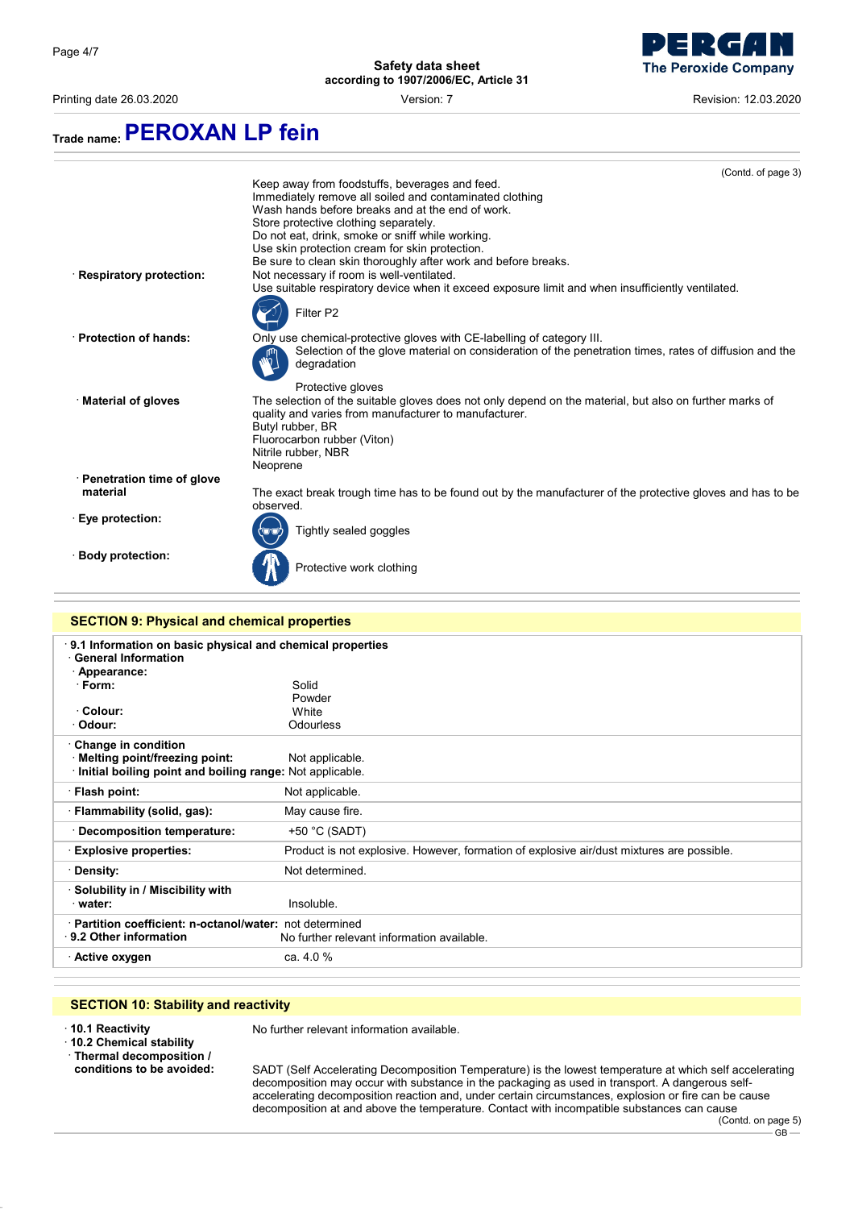# Trade name: PEROXAN LP fein

(Contd. of page 3)

Keep away from foodstuffs, beverages and feed.
Immediately remove all soiled and contaminated clothing
Wash hands before breaks and at the end of work.
Store protective clothing separately.
Do not eat, drink, smoke or sniff while working.
Use skin protection cream for skin protection.
Be sure to clean skin thoroughly after work and before breaks.

· **Respiratory protection:** Not necessary if room is well-ventilated.
Use suitable respiratory device when it exceed exposure limit and when insufficiently ventilated.

Filter P2

· **Protection of hands:** Only use chemical-protective gloves with CE-labelling of category III.
Selection of the glove material on consideration of the penetration times, rates of diffusion and the degradation

Protective gloves

· **Material of gloves** The selection of the suitable gloves does not only depend on the material, but also on further marks of quality and varies from manufacturer to manufacturer.
Butyl rubber, BR
Fluorocarbon rubber (Viton)
Nitrile rubber, NBR
Neoprene

· **Penetration time of glove material** The exact break trough time has to be found out by the manufacturer of the protective gloves and has to be observed.

· **Eye protection:** Tightly sealed goggles

· **Body protection:** Protective work clothing

## SECTION 9: Physical and chemical properties

· **9.1 Information on basic physical and chemical properties**
· **General Information**
· **Appearance:**

| | |
|---|---|
| · **Form:** | Solid<br>Powder |
| · **Colour:** | White |
| · **Odour:** | Odourless |
| · **Change in condition** | |
| · **Melting point/freezing point:** | Not applicable. |
| · **Initial boiling point and boiling range:** | Not applicable. |
| · **Flash point:** | Not applicable. |
| · **Flammability (solid, gas):** | May cause fire. |
| · **Decomposition temperature:** | +50 °C (SADT) |
| · **Explosive properties:** | Product is not explosive. However, formation of explosive air/dust mixtures are possible. |
| · **Density:** | Not determined. |
| · **Solubility in / Miscibility with** · **water:** | Insoluble. |
| · **Partition coefficient: n-octanol/water:** | not determined |
| · **9.2 Other information** | No further relevant information available. |
| · **Active oxygen** | ca. 4.0 % |

## SECTION 10: Stability and reactivity

· **10.1 Reactivity** No further relevant information available.

· **10.2 Chemical stability**

· **Thermal decomposition / conditions to be avoided:** SADT (Self Accelerating Decomposition Temperature) is the lowest temperature at which self accelerating decomposition may occur with substance in the packaging as used in transport. A dangerous self-accelerating decomposition reaction and, under certain circumstances, explosion or fire can be cause decomposition at and above the temperature. Contact with incompatible substances can cause

(Contd. on page 5)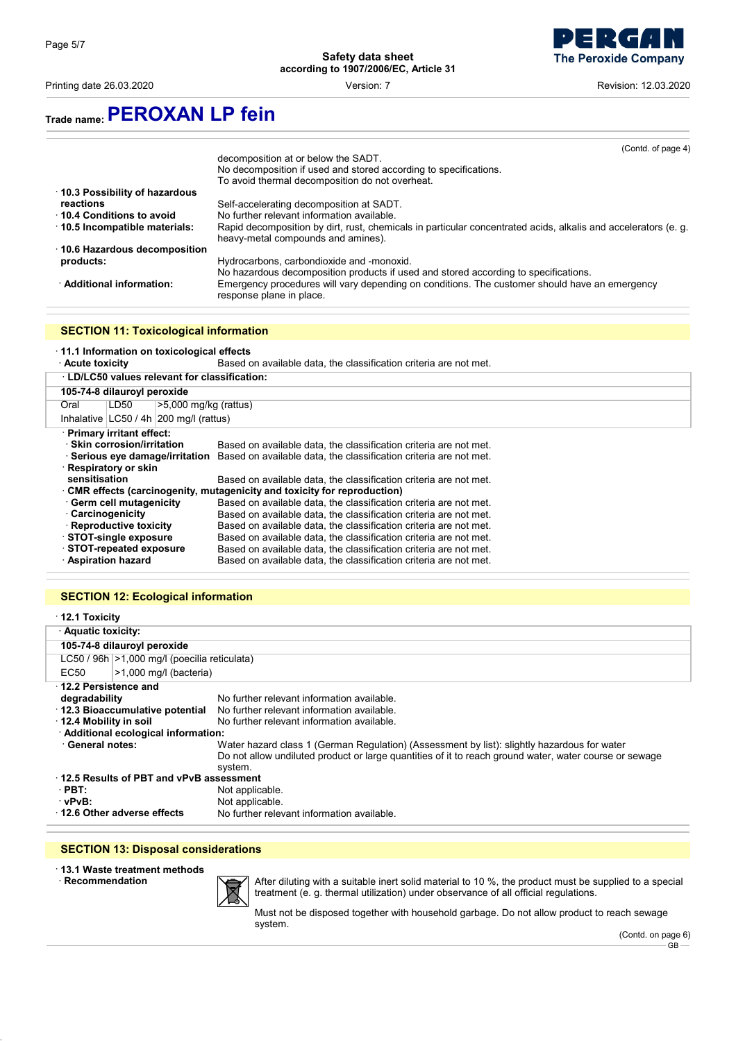## Trade name: PEROXAN LP fein

(Contd. of page 4)

decomposition at or below the SADT.
No decomposition if used and stored according to specifications.
To avoid thermal decomposition do not overheat.

- **10.3 Possibility of hazardous reactions** Self-accelerating decomposition at SADT.
- **10.4 Conditions to avoid** No further relevant information available.
- **10.5 Incompatible materials:** Rapid decomposition by dirt, rust, chemicals in particular concentrated acids, alkalis and accelerators (e. g. heavy-metal compounds and amines).
- **10.6 Hazardous decomposition products:** Hydrocarbons, carbondioxide and -monoxid.
  No hazardous decomposition products if used and stored according to specifications.
- **Additional information:** Emergency procedures will vary depending on conditions. The customer should have an emergency response plane in place.

## SECTION 11: Toxicological information

- **11.1 Information on toxicological effects**
- **Acute toxicity** Based on available data, the classification criteria are not met.

**LD/LC50 values relevant for classification:**

| 105-74-8 dilauroyl peroxide | | |
|---|---|---|
| Oral | LD50 | >5,000 mg/kg (rattus) |
| Inhalative | LC50 / 4h | 200 mg/l (rattus) |

- **Primary irritant effect:**
- **Skin corrosion/irritation** Based on available data, the classification criteria are not met.
- **Serious eye damage/irritation** Based on available data, the classification criteria are not met.
- **Respiratory or skin sensitisation** Based on available data, the classification criteria are not met.
- **CMR effects (carcinogenity, mutagenicity and toxicity for reproduction)**
- **Germ cell mutagenicity** Based on available data, the classification criteria are not met.
- **Carcinogenicity** Based on available data, the classification criteria are not met.
- **Reproductive toxicity** Based on available data, the classification criteria are not met.
- **STOT-single exposure** Based on available data, the classification criteria are not met.
- **STOT-repeated exposure** Based on available data, the classification criteria are not met.
- **Aspiration hazard** Based on available data, the classification criteria are not met.

## SECTION 12: Ecological information

- **12.1 Toxicity**

**Aquatic toxicity:**

| 105-74-8 dilauroyl peroxide | |
|---|---|
| LC50 / 96h | >1,000 mg/l (poecilia reticulata) |
| EC50 | >1,000 mg/l (bacteria) |

- **12.2 Persistence and degradability** No further relevant information available.
- **12.3 Bioaccumulative potential** No further relevant information available.
- **12.4 Mobility in soil** No further relevant information available.
- **Additional ecological information:**
- **General notes:** Water hazard class 1 (German Regulation) (Assessment by list): slightly hazardous for water
  Do not allow undiluted product or large quantities of it to reach ground water, water course or sewage system.
- **12.5 Results of PBT and vPvB assessment**
- **PBT:** Not applicable.
- **vPvB:** Not applicable.
- **12.6 Other adverse effects** No further relevant information available.

## SECTION 13: Disposal considerations

- **13.1 Waste treatment methods**
- **Recommendation** After diluting with a suitable inert solid material to 10 %, the product must be supplied to a special treatment (e. g. thermal utilization) under observance of all official regulations.

  Must not be disposed together with household garbage. Do not allow product to reach sewage system.

(Contd. on page 6)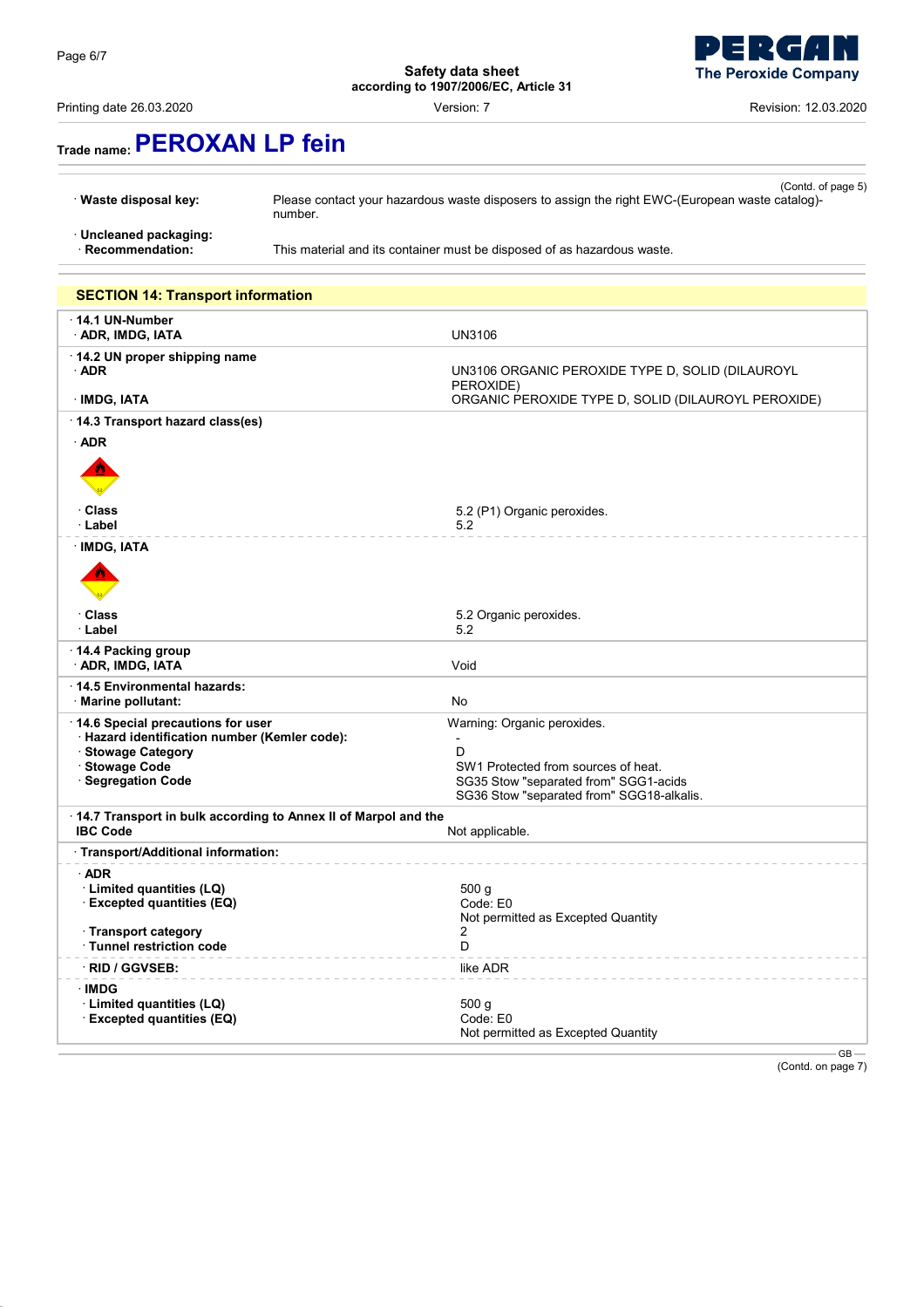## Trade name: PEROXAN LP fein

(Contd. of page 5)

· **Waste disposal key:** Please contact your hazardous waste disposers to assign the right EWC-(European waste catalog)-number.

· **Uncleaned packaging:**
· **Recommendation:** This material and its container must be disposed of as hazardous waste.

## SECTION 14: Transport information

| | |
|---|---|
| **· 14.1 UN-Number** | |
| **· ADR, IMDG, IATA** | UN3106 |
| **· 14.2 UN proper shipping name** | |
| **· ADR** | UN3106 ORGANIC PEROXIDE TYPE D, SOLID (DILAUROYL PEROXIDE) |
| **· IMDG, IATA** | ORGANIC PEROXIDE TYPE D, SOLID (DILAUROYL PEROXIDE) |
| **· 14.3 Transport hazard class(es)** | |
| **· ADR** | |
| **· Class** | 5.2 (P1) Organic peroxides. |
| **· Label** | 5.2 |
| **· IMDG, IATA** | |
| **· Class** | 5.2 Organic peroxides. |
| **· Label** | 5.2 |
| **· 14.4 Packing group** | |
| **· ADR, IMDG, IATA** | Void |
| **· 14.5 Environmental hazards:** | |
| **· Marine pollutant:** | No |
| **· 14.6 Special precautions for user** | Warning: Organic peroxides. |
| **· Hazard identification number (Kemler code):** | - |
| **· Stowage Category** | D |
| **· Stowage Code** | SW1 Protected from sources of heat. |
| **· Segregation Code** | SG35 Stow "separated from" SGG1-acids<br>SG36 Stow "separated from" SGG18-alkalis. |
| **· 14.7 Transport in bulk according to Annex II of Marpol and the IBC Code** | Not applicable. |
| **· Transport/Additional information:** | |
| **· ADR** | |
| **· Limited quantities (LQ)** | 500 g |
| **· Excepted quantities (EQ)** | Code: E0<br>Not permitted as Excepted Quantity |
| **· Transport category** | 2 |
| **· Tunnel restriction code** | D |
| **· RID / GGVSEB:** | like ADR |
| **· IMDG** | |
| **· Limited quantities (LQ)** | 500 g |
| **· Excepted quantities (EQ)** | Code: E0<br>Not permitted as Excepted Quantity |

(Contd. on page 7)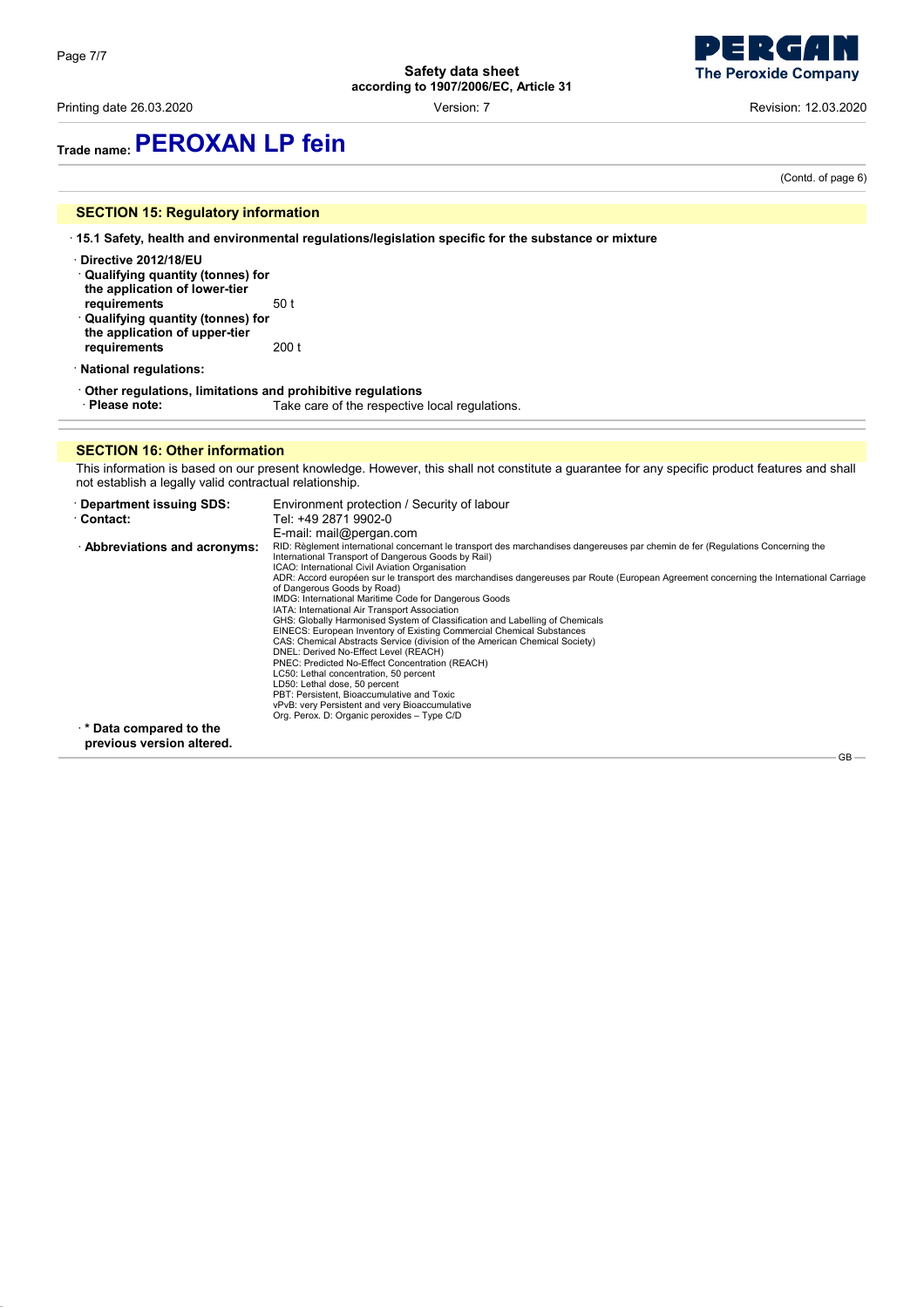# Trade name: PEROXAN LP fein

(Contd. of page 6)

## SECTION 15: Regulatory information

· **15.1 Safety, health and environmental regulations/legislation specific for the substance or mixture**

· **Directive 2012/18/EU**

· **Qualifying quantity (tonnes) for the application of lower-tier requirements** 50 t

· **Qualifying quantity (tonnes) for the application of upper-tier requirements** 200 t

· **National regulations:**

· **Other regulations, limitations and prohibitive regulations**

· **Please note:** Take care of the respective local regulations.

## SECTION 16: Other information

This information is based on our present knowledge. However, this shall not constitute a guarantee for any specific product features and shall not establish a legally valid contractual relationship.

· **Department issuing SDS:** Environment protection / Security of labour

· **Contact:** Tel: +49 2871 9902-0
E-mail: mail@pergan.com

· **Abbreviations and acronyms:**
RID: Règlement international concernant le transport des marchandises dangereuses par chemin de fer (Regulations Concerning the International Transport of Dangerous Goods by Rail)
ICAO: International Civil Aviation Organisation
ADR: Accord européen sur le transport des marchandises dangereuses par Route (European Agreement concerning the International Carriage of Dangerous Goods by Road)
IMDG: International Maritime Code for Dangerous Goods
IATA: International Air Transport Association
GHS: Globally Harmonised System of Classification and Labelling of Chemicals
EINECS: European Inventory of Existing Commercial Chemical Substances
CAS: Chemical Abstracts Service (division of the American Chemical Society)
DNEL: Derived No-Effect Level (REACH)
PNEC: Predicted No-Effect Concentration (REACH)
LC50: Lethal concentration, 50 percent
LD50: Lethal dose, 50 percent
PBT: Persistent, Bioaccumulative and Toxic
vPvB: very Persistent and very Bioaccumulative
Org. Perox. D: Organic peroxides – Type C/D

· **\* Data compared to the previous version altered.**

GB